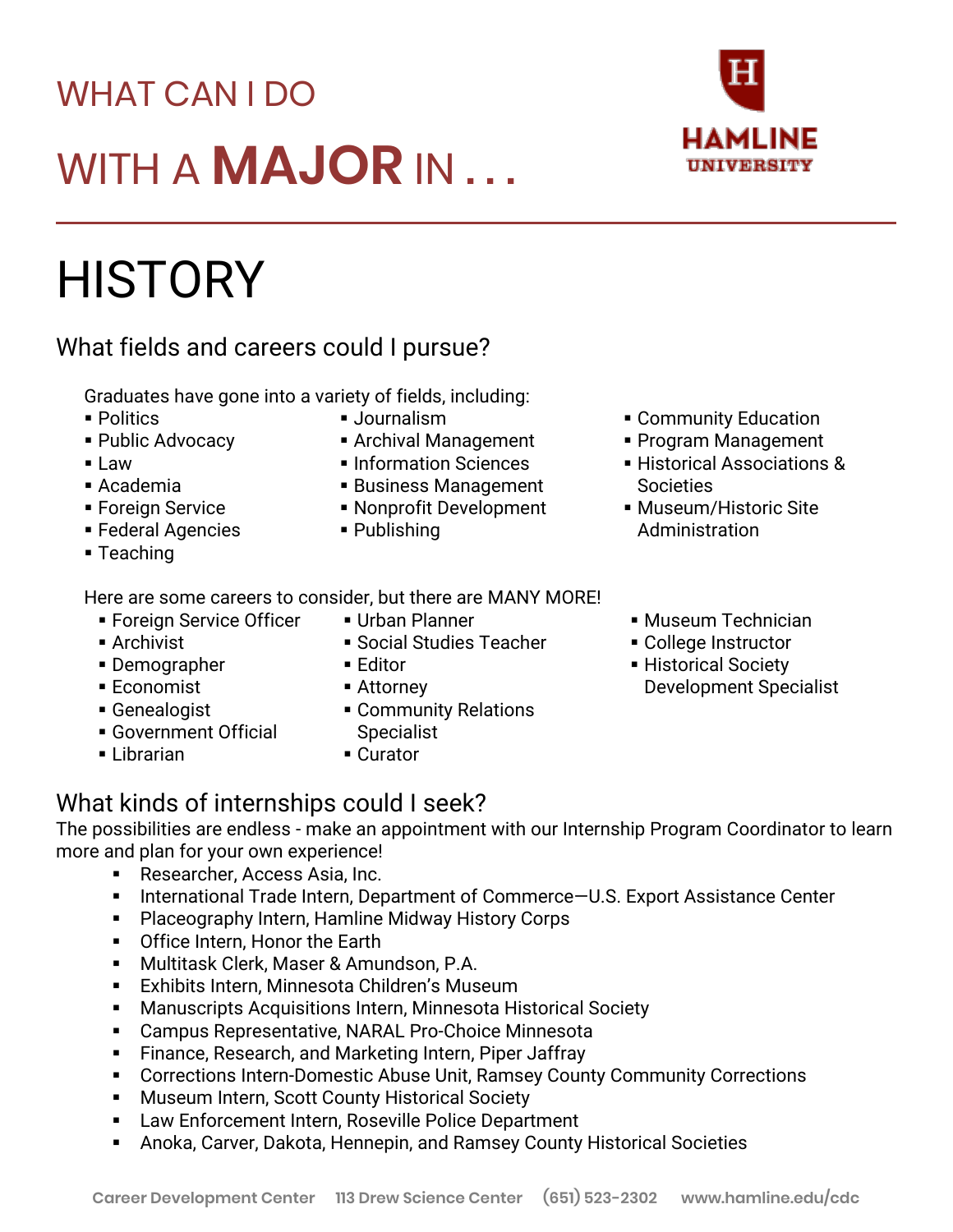# WHAT CAN I DO WITH A **MAJOR** IN . . .

HAMLINE UNIVERSITY

# HISTORY

## What fields and careers could I pursue?

Graduates have gone into a variety of fields, including:

- Politics
- Public Advocacy
- Law
- Academia
- Foreign Service
- Federal Agencies
- Teaching
- Journalism
- Archival Management
- Information Sciences
- Business Management
- Nonprofit Development
- Publishing
- Community Education
- Program Management
- Historical Associations & Societies
- Museum/Historic Site Administration

Here are some careers to consider, but there are MANY MORE!

- Foreign Service Officer
- Archivist
- Demographer
- Economist
- Genealogist
- Government Official
- Librarian
- Urban Planner
- Social Studies Teacher
- Editor
- Attorney
- Community Relations Specialist
- Curator
- Museum Technician
- College Instructor
- Historical Society Development Specialist

## What kinds of internships could I seek?

The possibilities are endless - make an appointment with our Internship Program Coordinator to learn more and plan for your own experience!

- Researcher, Access Asia, Inc.
- International Trade Intern, Department of Commerce—U.S. Export Assistance Center
- Placeography Intern, Hamline Midway History Corps
- Office Intern, Honor the Earth
- Multitask Clerk, Maser & Amundson, P.A.
- Exhibits Intern, Minnesota Children's Museum
- Manuscripts Acquisitions Intern, Minnesota Historical Society
- Campus Representative, NARAL Pro-Choice Minnesota
- Finance, Research, and Marketing Intern, Piper Jaffray
- Corrections Intern-Domestic Abuse Unit, Ramsey County Community Corrections
- Museum Intern, Scott County Historical Society
- Law Enforcement Intern, Roseville Police Department
- Anoka, Carver, Dakota, Hennepin, and Ramsey County Historical Societies

Career Development Center 113 Drew Science Center (651) 523-2302 www.hamline.edu/cdc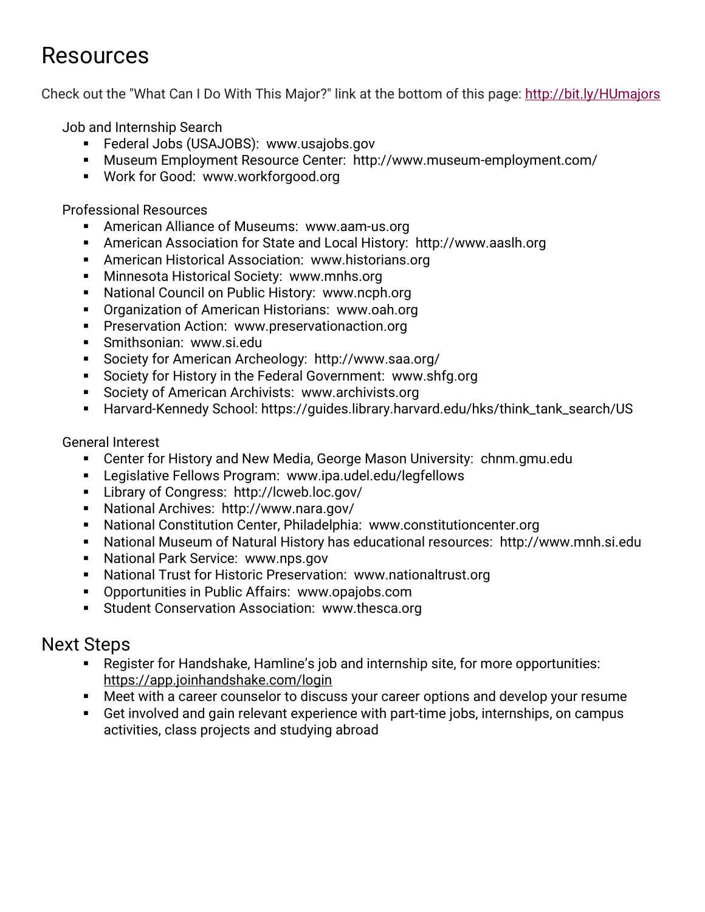# Resources

Check out the "What Can I Do With This Major?" link at the bottom of this page: [http://bit.ly/HUmajors](http://bit.ly/HUmajors)

Job and Internship Search

- Federal Jobs (USAJOBS): www.usajobs.gov
- Museum Employment Resource Center: http://www.museum-employment.com/
- Work for Good: www.workforgood.org

Professional Resources

- American Alliance of Museums: www.aam-us.org
- American Association for State and Local History: http://www.aaslh.org
- American Historical Association: www.historians.org
- Minnesota Historical Society: www.mnhs.org
- National Council on Public History: www.ncph.org
- Organization of American Historians: www.oah.org
- Preservation Action: www.preservationaction.org
- Smithsonian: www.si.edu
- Society for American Archeology: http://www.saa.org/
- Society for History in the Federal Government: www.shfg.org
- Society of American Archivists: www.archivists.org
- Harvard-Kennedy School: https://guides.library.harvard.edu/hks/think_tank_search/US

General Interest

- Center for History and New Media, George Mason University: chnm.gmu.edu
- Legislative Fellows Program: www.ipa.udel.edu/legfellows
- Library of Congress: http://lcweb.loc.gov/
- National Archives: http://www.nara.gov/
- National Constitution Center, Philadelphia: www.constitutioncenter.org
- National Museum of Natural History has educational resources: http://www.mnh.si.edu
- National Park Service: www.nps.gov
- National Trust for Historic Preservation: www.nationaltrust.org
- Opportunities in Public Affairs: www.opajobs.com
- Student Conservation Association: www.thesca.org

# Next Steps

- Register for Handshake, Hamline's job and internship site, for more opportunities: [https://app.joinhandshake.com/login](https://app.joinhandshake.com/login)
- Meet with a career counselor to discuss your career options and develop your resume
- Get involved and gain relevant experience with part-time jobs, internships, on campus activities, class projects and studying abroad